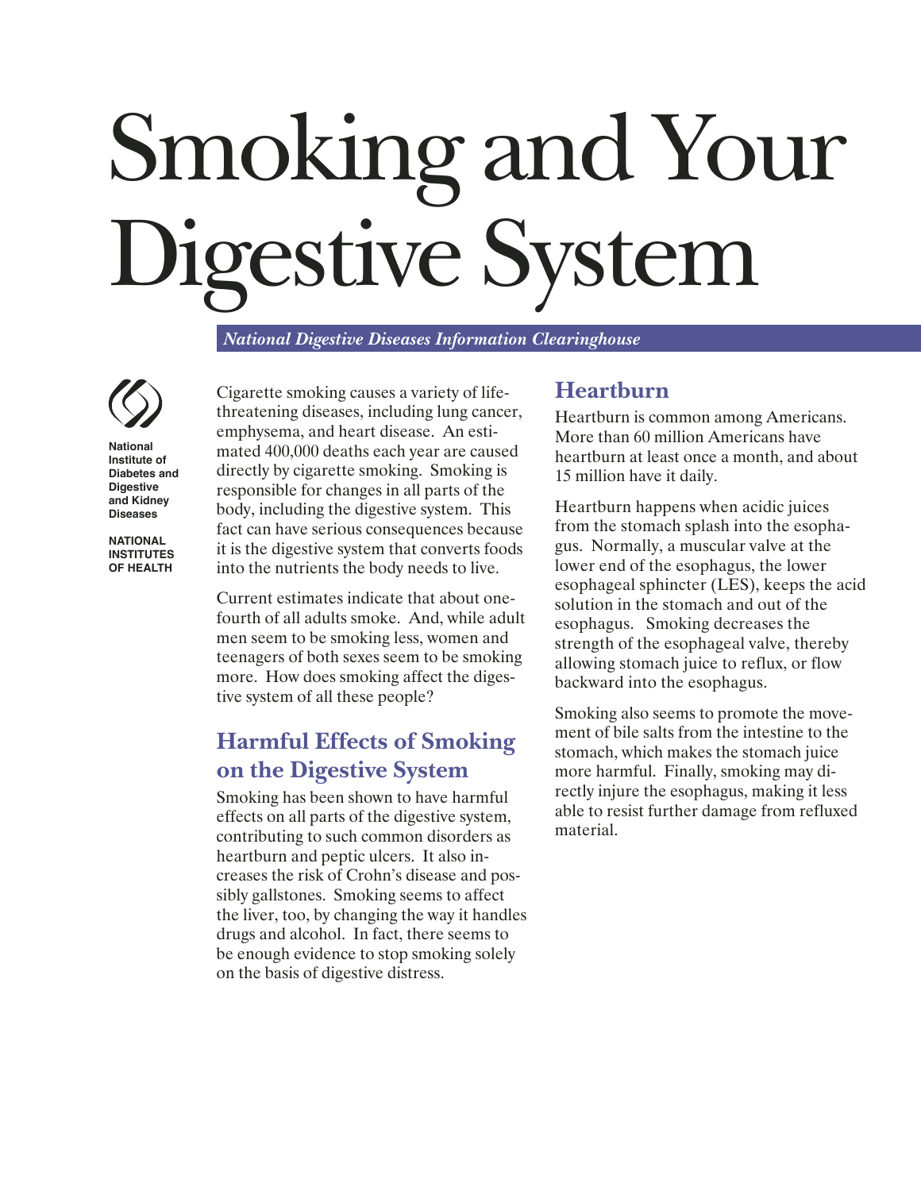# Smoking and Your Digestive System

*National Digestive Diseases Information Clearinghouse*

**National Institute of Diabetes and Digestive and Kidney Diseases**

**NATIONAL INSTITUTES OF HEALTH**

Cigarette smoking causes a variety of life-threatening diseases, including lung cancer, emphysema, and heart disease. An estimated 400,000 deaths each year are caused directly by cigarette smoking. Smoking is responsible for changes in all parts of the body, including the digestive system. This fact can have serious consequences because it is the digestive system that converts foods into the nutrients the body needs to live.

Current estimates indicate that about one-fourth of all adults smoke. And, while adult men seem to be smoking less, women and teenagers of both sexes seem to be smoking more. How does smoking affect the digestive system of all these people?

## Harmful Effects of Smoking on the Digestive System

Smoking has been shown to have harmful effects on all parts of the digestive system, contributing to such common disorders as heartburn and peptic ulcers. It also increases the risk of Crohn's disease and possibly gallstones. Smoking seems to affect the liver, too, by changing the way it handles drugs and alcohol. In fact, there seems to be enough evidence to stop smoking solely on the basis of digestive distress.

## Heartburn

Heartburn is common among Americans. More than 60 million Americans have heartburn at least once a month, and about 15 million have it daily.

Heartburn happens when acidic juices from the stomach splash into the esophagus. Normally, a muscular valve at the lower end of the esophagus, the lower esophageal sphincter (LES), keeps the acid solution in the stomach and out of the esophagus. Smoking decreases the strength of the esophageal valve, thereby allowing stomach juice to reflux, or flow backward into the esophagus.

Smoking also seems to promote the movement of bile salts from the intestine to the stomach, which makes the stomach juice more harmful. Finally, smoking may directly injure the esophagus, making it less able to resist further damage from refluxed material.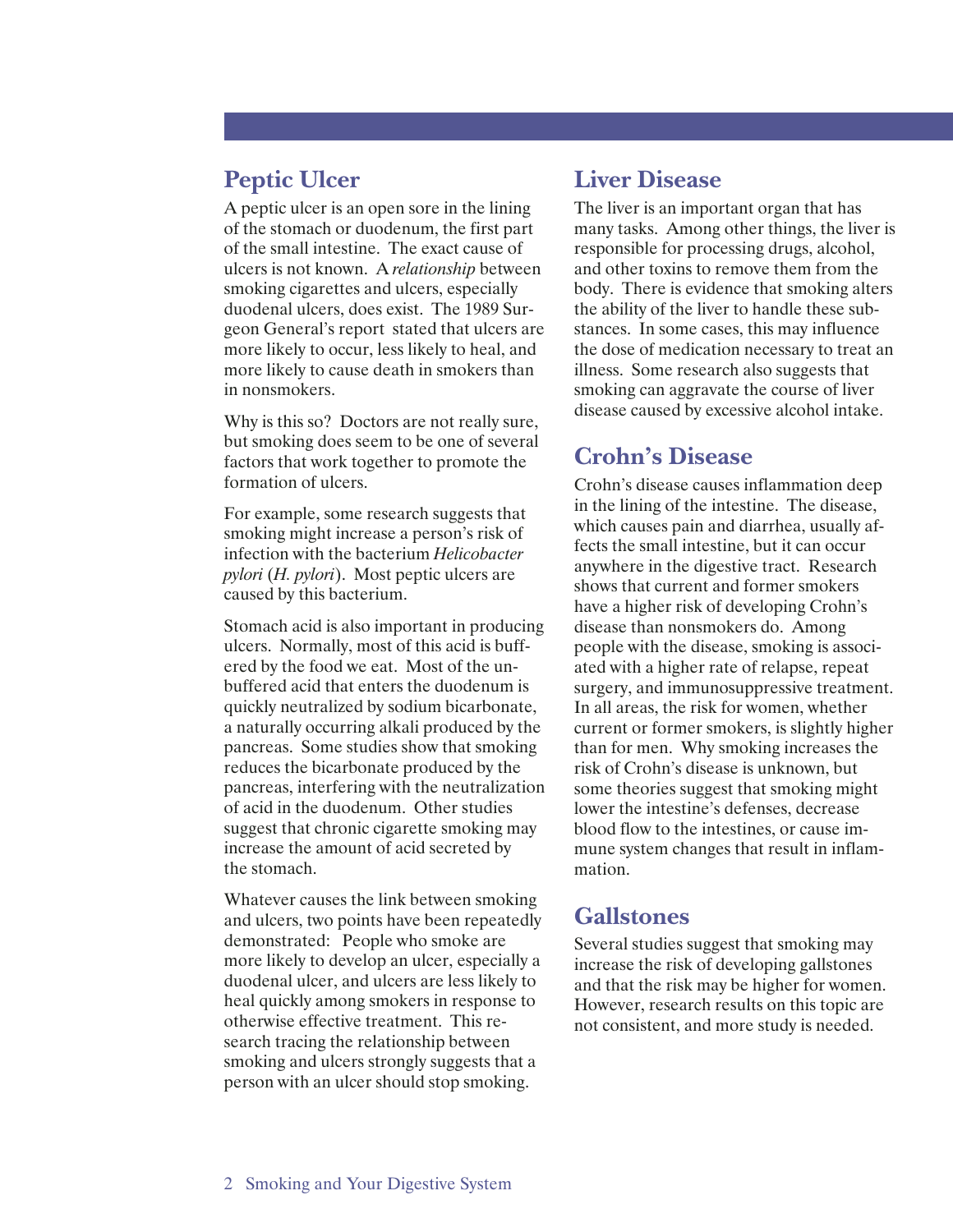## Peptic Ulcer

A peptic ulcer is an open sore in the lining of the stomach or duodenum, the first part of the small intestine. The exact cause of ulcers is not known. A *relationship* between smoking cigarettes and ulcers, especially duodenal ulcers, does exist. The 1989 Surgeon General's report stated that ulcers are more likely to occur, less likely to heal, and more likely to cause death in smokers than in nonsmokers.

Why is this so? Doctors are not really sure, but smoking does seem to be one of several factors that work together to promote the formation of ulcers.

For example, some research suggests that smoking might increase a person's risk of infection with the bacterium *Helicobacter pylori* (*H. pylori*). Most peptic ulcers are caused by this bacterium.

Stomach acid is also important in producing ulcers. Normally, most of this acid is buffered by the food we eat. Most of the unbuffered acid that enters the duodenum is quickly neutralized by sodium bicarbonate, a naturally occurring alkali produced by the pancreas. Some studies show that smoking reduces the bicarbonate produced by the pancreas, interfering with the neutralization of acid in the duodenum. Other studies suggest that chronic cigarette smoking may increase the amount of acid secreted by the stomach.

Whatever causes the link between smoking and ulcers, two points have been repeatedly demonstrated: People who smoke are more likely to develop an ulcer, especially a duodenal ulcer, and ulcers are less likely to heal quickly among smokers in response to otherwise effective treatment. This research tracing the relationship between smoking and ulcers strongly suggests that a person with an ulcer should stop smoking.

## Liver Disease

The liver is an important organ that has many tasks. Among other things, the liver is responsible for processing drugs, alcohol, and other toxins to remove them from the body. There is evidence that smoking alters the ability of the liver to handle these substances. In some cases, this may influence the dose of medication necessary to treat an illness. Some research also suggests that smoking can aggravate the course of liver disease caused by excessive alcohol intake.

## Crohn's Disease

Crohn's disease causes inflammation deep in the lining of the intestine. The disease, which causes pain and diarrhea, usually affects the small intestine, but it can occur anywhere in the digestive tract. Research shows that current and former smokers have a higher risk of developing Crohn's disease than nonsmokers do. Among people with the disease, smoking is associated with a higher rate of relapse, repeat surgery, and immunosuppressive treatment. In all areas, the risk for women, whether current or former smokers, is slightly higher than for men. Why smoking increases the risk of Crohn's disease is unknown, but some theories suggest that smoking might lower the intestine's defenses, decrease blood flow to the intestines, or cause immune system changes that result in inflammation.

## Gallstones

Several studies suggest that smoking may increase the risk of developing gallstones and that the risk may be higher for women. However, research results on this topic are not consistent, and more study is needed.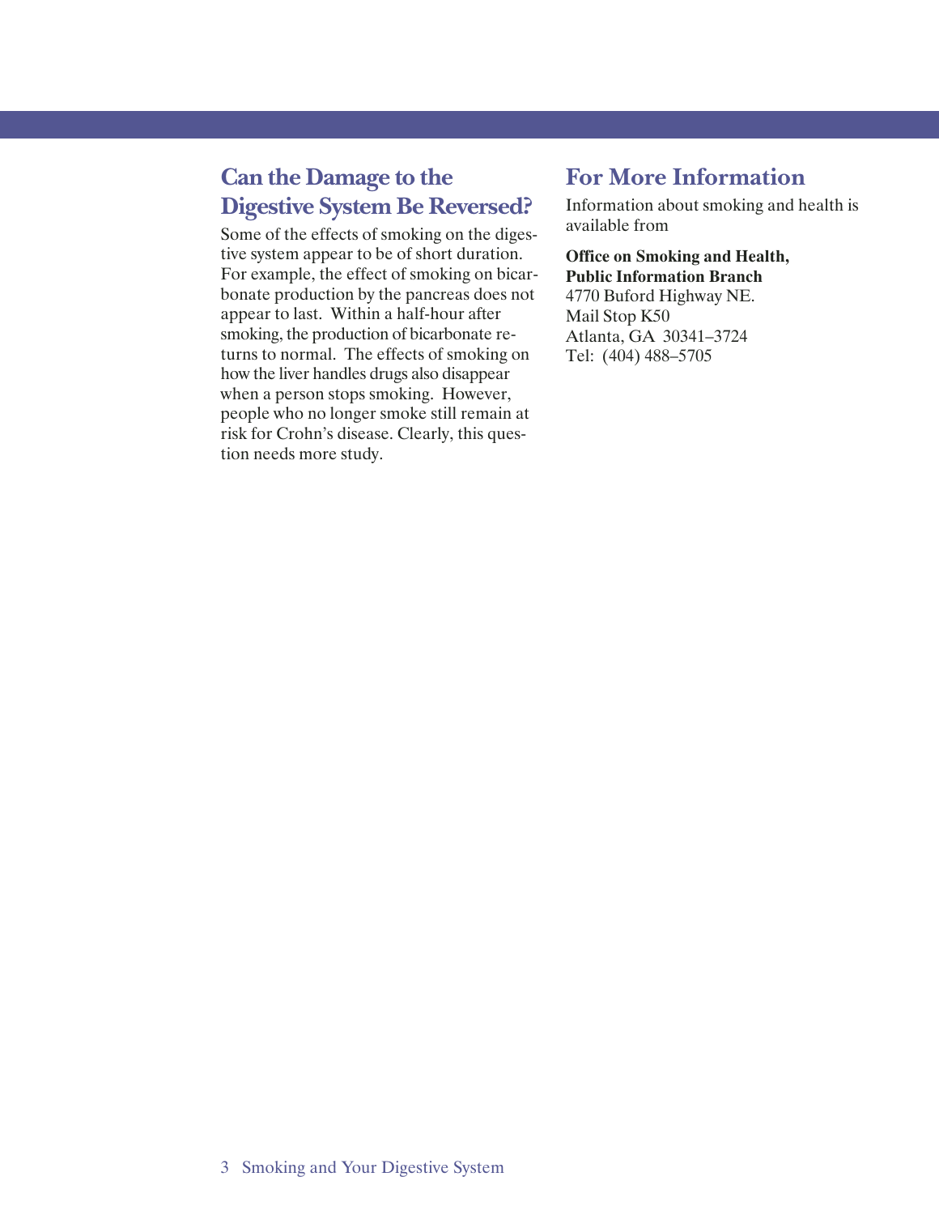## Can the Damage to the Digestive System Be Reversed?

Some of the effects of smoking on the digestive system appear to be of short duration. For example, the effect of smoking on bicarbonate production by the pancreas does not appear to last. Within a half-hour after smoking, the production of bicarbonate returns to normal. The effects of smoking on how the liver handles drugs also disappear when a person stops smoking. However, people who no longer smoke still remain at risk for Crohn's disease. Clearly, this question needs more study.

## For More Information

Information about smoking and health is available from

**Office on Smoking and Health,**
**Public Information Branch**
4770 Buford Highway NE.
Mail Stop K50
Atlanta, GA 30341–3724
Tel: (404) 488–5705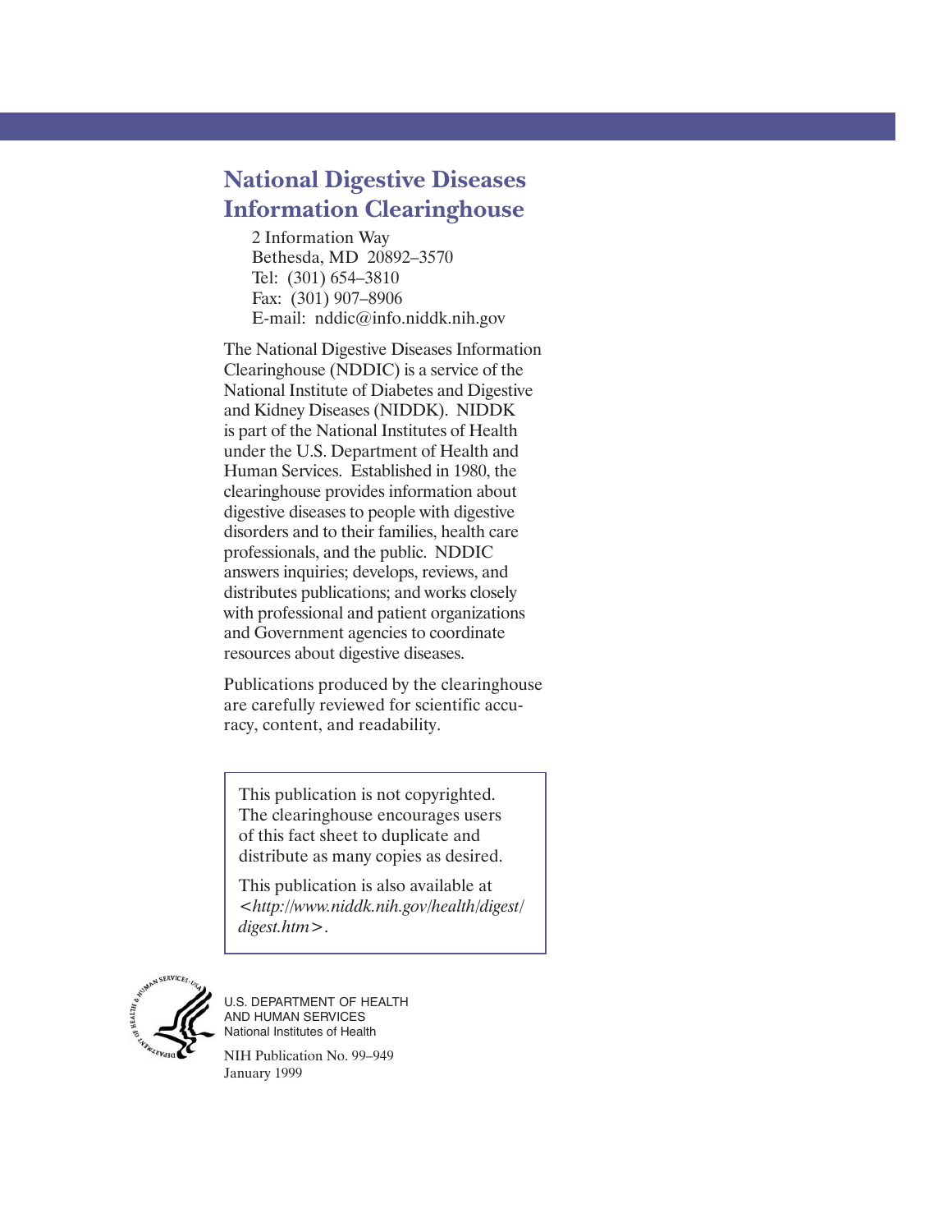# National Digestive Diseases Information Clearinghouse

2 Information Way
Bethesda, MD 20892–3570
Tel: (301) 654–3810
Fax: (301) 907–8906
E-mail: nddic@info.niddk.nih.gov

The National Digestive Diseases Information Clearinghouse (NDDIC) is a service of the National Institute of Diabetes and Digestive and Kidney Diseases (NIDDK). NIDDK is part of the National Institutes of Health under the U.S. Department of Health and Human Services. Established in 1980, the clearinghouse provides information about digestive diseases to people with digestive disorders and to their families, health care professionals, and the public. NDDIC answers inquiries; develops, reviews, and distributes publications; and works closely with professional and patient organizations and Government agencies to coordinate resources about digestive diseases.

Publications produced by the clearinghouse are carefully reviewed for scientific accuracy, content, and readability.

> This publication is not copyrighted. The clearinghouse encourages users of this fact sheet to duplicate and distribute as many copies as desired.
>
> This publication is also available at *<http://www.niddk.nih.gov/health/digest/digest.htm>*.

U.S. DEPARTMENT OF HEALTH AND HUMAN SERVICES
National Institutes of Health

NIH Publication No. 99–949
January 1999